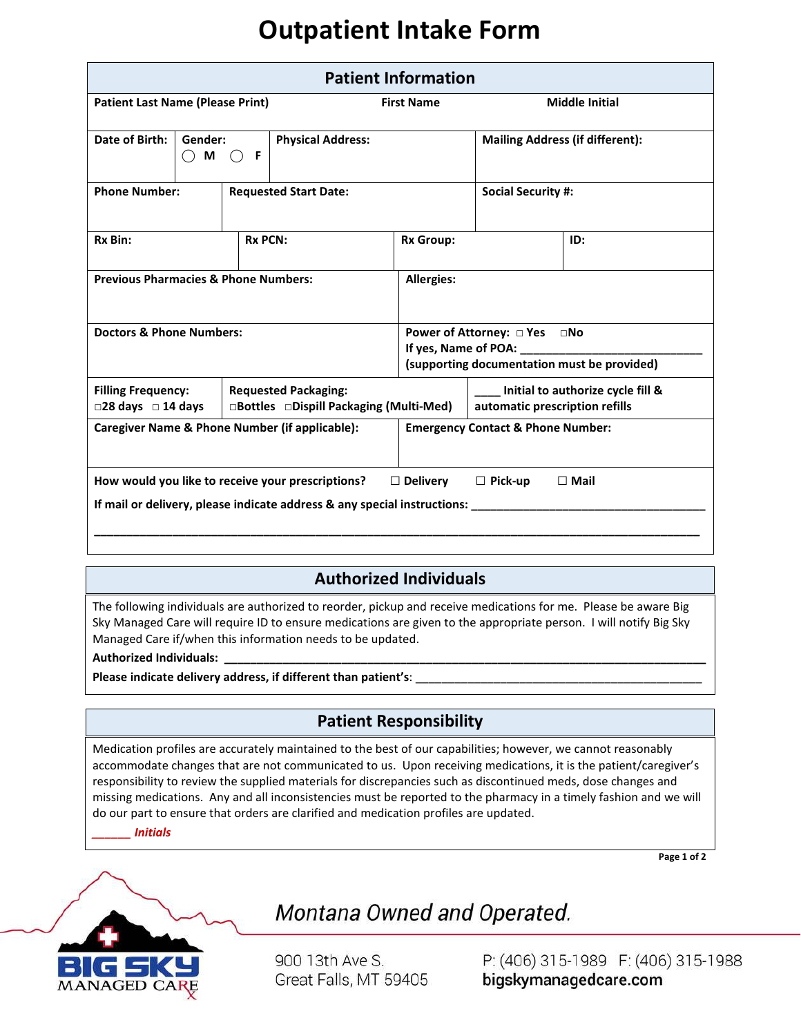# Outpatient Intake Form

## Patient Information

| Patient Last Name (Please Print) | First Name | Middle Initial |
|---|---|---|
| | | |

| Date of Birth: | Gender: ◯ M ◯ F | Physical Address: | Mailing Address (if different): |
|---|---|---|---|
| | | | |

| Phone Number: | Requested Start Date: | Social Security #: |
|---|---|---|
| | | |

| Rx Bin: | Rx PCN: | Rx Group: | ID: |
|---|---|---|---|
| | | | |

| Previous Pharmacies & Phone Numbers: | Allergies: |
|---|---|
| | |

| Doctors & Phone Numbers: | Power of Attorney: □ Yes □No<br>If yes, Name of POA: ____________________________<br>(supporting documentation must be provided) |
|---|---|

| Filling Frequency:<br>□28 days □ 14 days | Requested Packaging:<br>□Bottles □Dispill Packaging (Multi-Med) | ____ Initial to authorize cycle fill & automatic prescription refills |
|---|---|---|

| Caregiver Name & Phone Number (if applicable): | Emergency Contact & Phone Number: |
|---|---|
| | |

**How would you like to receive your prescriptions?** ☐ Delivery ☐ Pick-up ☐ Mail

**If mail or delivery, please indicate address & any special instructions:** ___________________________________

_____________________________________________________________________________________________

## Authorized Individuals

The following individuals are authorized to reorder, pickup and receive medications for me. Please be aware Big Sky Managed Care will require ID to ensure medications are given to the appropriate person. I will notify Big Sky Managed Care if/when this information needs to be updated.

**Authorized Individuals:** _________________________________________________________________________

**Please indicate delivery address, if different than patient's**: ____________________________________________

## Patient Responsibility

Medication profiles are accurately maintained to the best of our capabilities; however, we cannot reasonably accommodate changes that are not communicated to us. Upon receiving medications, it is the patient/caregiver's responsibility to review the supplied materials for discrepancies such as discontinued meds, dose changes and missing medications. Any and all inconsistencies must be reported to the pharmacy in a timely fashion and we will do our part to ensure that orders are clarified and medication profiles are updated.

______ *Initials*

BIG SKY MANAGED CARE

*Montana Owned and Operated.*

900 13th Ave S.
Great Falls, MT 59405

P: (406) 315-1989 F: (406) 315-1988
bigskymanagedcare.com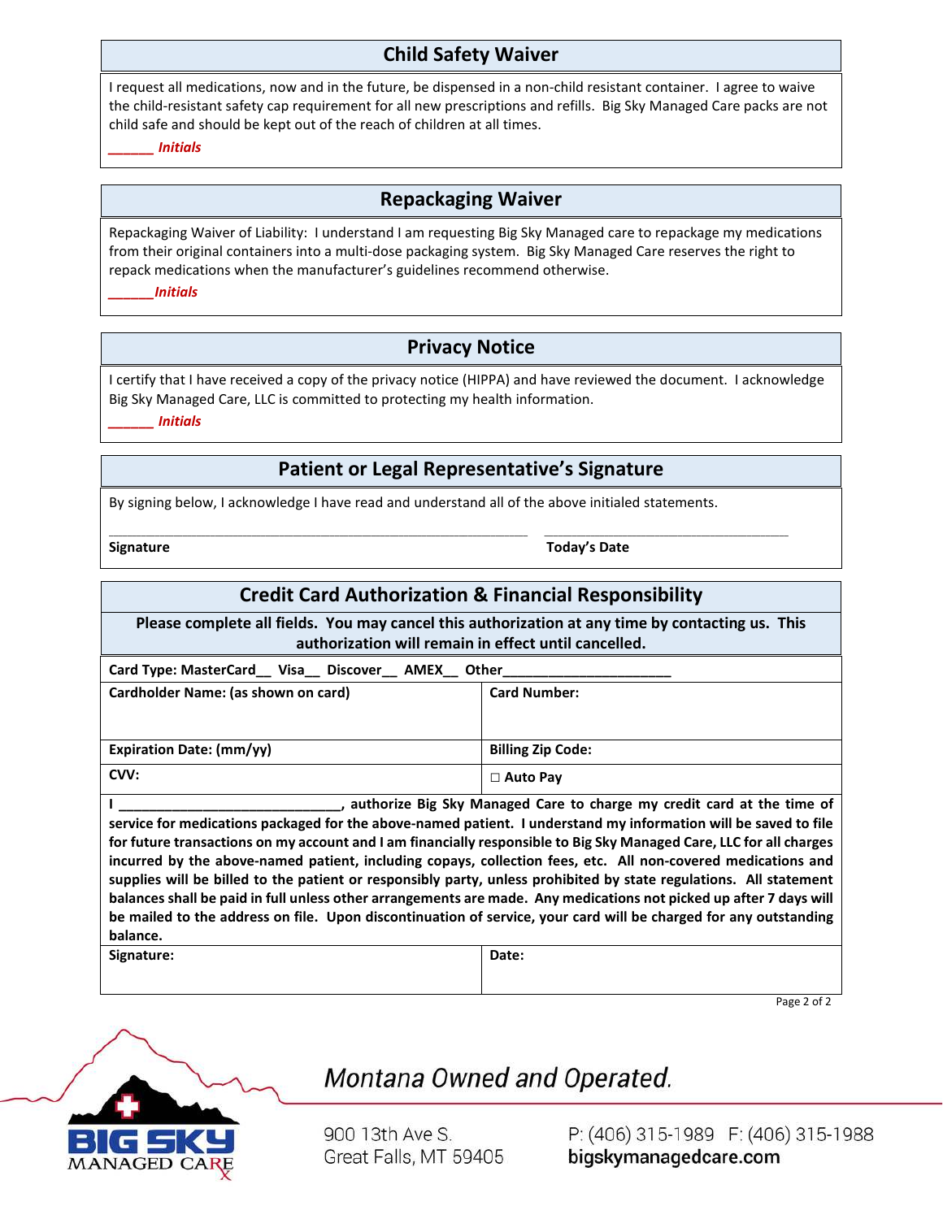## Child Safety Waiver

I request all medications, now and in the future, be dispensed in a non-child resistant container. I agree to waive the child-resistant safety cap requirement for all new prescriptions and refills. Big Sky Managed Care packs are not child safe and should be kept out of the reach of children at all times.

______ *Initials*

## Repackaging Waiver

Repackaging Waiver of Liability: I understand I am requesting Big Sky Managed care to repackage my medications from their original containers into a multi-dose packaging system. Big Sky Managed Care reserves the right to repack medications when the manufacturer's guidelines recommend otherwise.

______*Initials*

## Privacy Notice

I certify that I have received a copy of the privacy notice (HIPPA) and have reviewed the document. I acknowledge Big Sky Managed Care, LLC is committed to protecting my health information.

______ *Initials*

## Patient or Legal Representative's Signature

By signing below, I acknowledge I have read and understand all of the above initialed statements.

| | |
|---|---|
| ______________________________ | ______________________ |
| **Signature** | **Today's Date** |

## Credit Card Authorization & Financial Responsibility

**Please complete all fields. You may cancel this authorization at any time by contacting us. This authorization will remain in effect until cancelled.**

**Card Type: MasterCard__ Visa__ Discover__ AMEX__ Other______________________**

| | |
|---|---|
| **Cardholder Name: (as shown on card)** | **Card Number:** |
| **Expiration Date: (mm/yy)** | **Billing Zip Code:** |
| **CVV:** | ☐ **Auto Pay** |

**I ____________________________, authorize Big Sky Managed Care to charge my credit card at the time of service for medications packaged for the above-named patient. I understand my information will be saved to file for future transactions on my account and I am financially responsible to Big Sky Managed Care, LLC for all charges incurred by the above-named patient, including copays, collection fees, etc. All non-covered medications and supplies will be billed to the patient or responsibly party, unless prohibited by state regulations. All statement balances shall be paid in full unless other arrangements are made. Any medications not picked up after 7 days will be mailed to the address on file. Upon discontinuation of service, your card will be charged for any outstanding balance.**

| | |
|---|---|
| **Signature:** | **Date:** |

BIG SKY MANAGED CARE

*Montana Owned and Operated.*

900 13th Ave S.
Great Falls, MT 59405

P: (406) 315-1989 F: (406) 315-1988
**bigskymanagedcare.com**